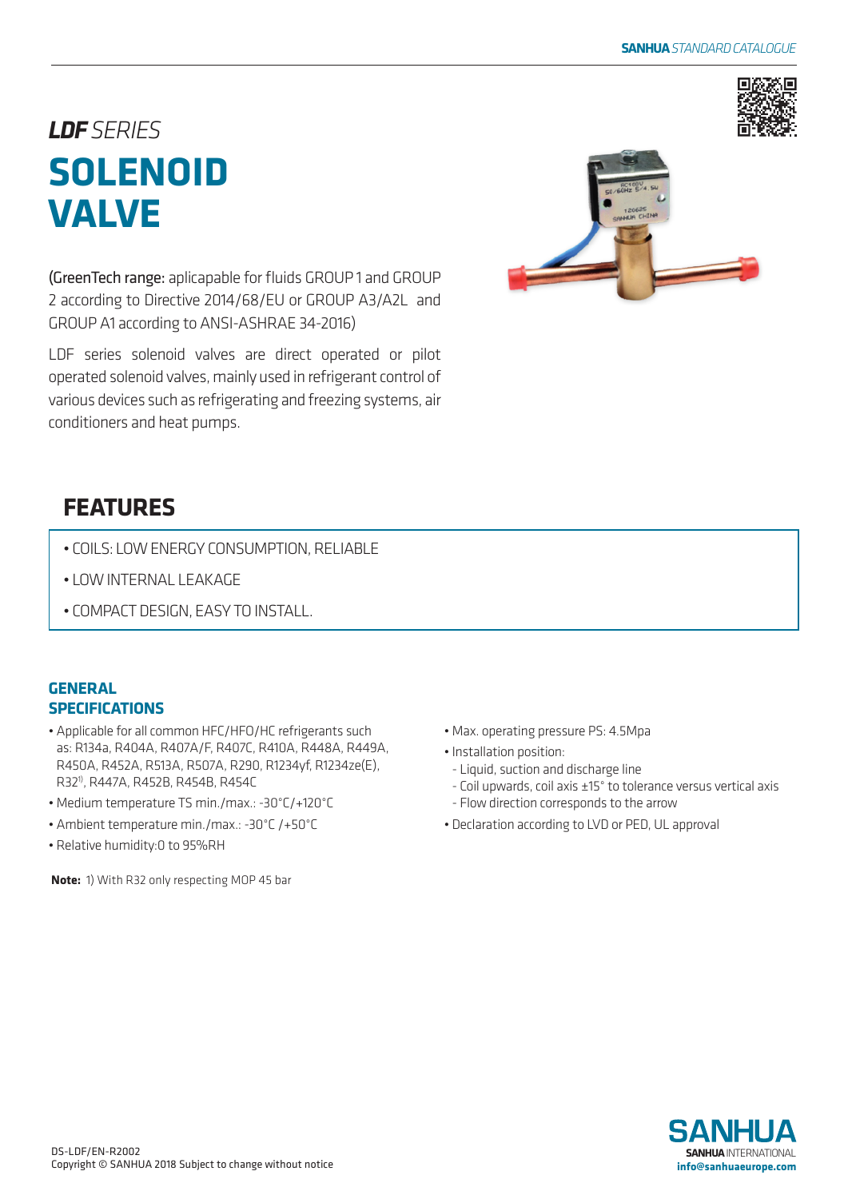# *LDF* SERIES

# SOLENOID VALVE

(GreenTech range: aplicapable for fluids GROUP 1 and GROUP 2 according to Directive 2014/68/EU or GROUP A3/A2L and GROUP A1 according to ANSI-ASHRAE 34-2016)

LDF series solenoid valves are direct operated or pilot operated solenoid valves, mainly used in refrigerant control of various devices such as refrigerating and freezing systems, air conditioners and heat pumps.

## FEATURES

- COILS: LOW ENERGY CONSUMPTION, RELIABLE
- LOW INTERNAL LEAKAGE
- COMPACT DESIGN, EASY TO INSTALL.

## GENERAL SPECIFICATIONS

- Applicable for all common HFC/HFO/HC refrigerants such as: R134a, R404A, R407A/F, R407C, R410A, R448A, R449A, R450A, R452A, R513A, R507A, R290, R1234yf, R1234ze(E), R32[1], R447A, R452B, R454B, R454C
- Medium temperature TS min./max.: -30°C/+120°C
- Ambient temperature min./max.: -30°C /+50°C
- Relative humidity:0 to 95%RH
- Max. operating pressure PS: 4.5Mpa
- Installation position:
  - Liquid, suction and discharge line
  - Coil upwards, coil axis ±15° to tolerance versus vertical axis
  - Flow direction corresponds to the arrow
- Declaration according to LVD or PED, UL approval

**Note:** 1) With R32 only respecting MOP 45 bar

DS-LDF/EN-R2002
Copyright © SANHUA 2018 Subject to change without notice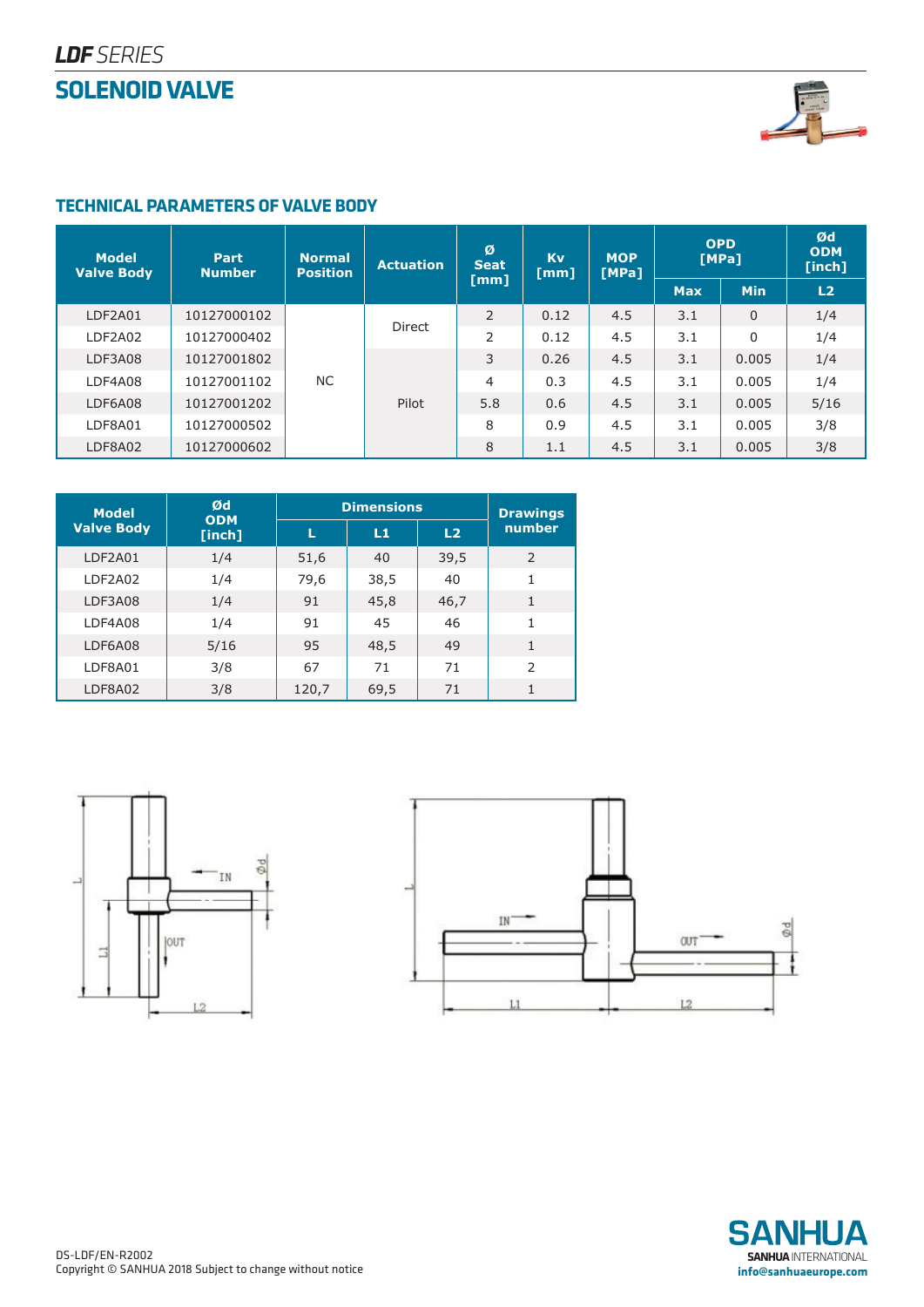*LDF SERIES*

# SOLENOID VALVE

## TECHNICAL PARAMETERS OF VALVE BODY

| Model Valve Body | Part Number | Normal Position | Actuation | Ø Seat [mm] | Kv [mm] | MOP [MPa] | OPD [MPa] | | Ød ODM [inch] |
|---|---|---|---|---|---|---|---|---|---|
| | | | | | | | Max | Min | L2 |
| LDF2A01 | 10127000102 | NC | Direct | 2 | 0.12 | 4.5 | 3.1 | 0 | 1/4 |
| LDF2A02 | 10127000402 | | | 2 | 0.12 | 4.5 | 3.1 | 0 | 1/4 |
| LDF3A08 | 10127001802 | | Pilot | 3 | 0.26 | 4.5 | 3.1 | 0.005 | 1/4 |
| LDF4A08 | 10127001102 | | | 4 | 0.3 | 4.5 | 3.1 | 0.005 | 1/4 |
| LDF6A08 | 10127001202 | | | 5.8 | 0.6 | 4.5 | 3.1 | 0.005 | 5/16 |
| LDF8A01 | 10127000502 | | | 8 | 0.9 | 4.5 | 3.1 | 0.005 | 3/8 |
| LDF8A02 | 10127000602 | | | 8 | 1.1 | 4.5 | 3.1 | 0.005 | 3/8 |

| Model Valve Body | Ød ODM [inch] | Dimensions | | | Drawings number |
|---|---|---|---|---|---|
| | | L | L1 | L2 | |
| LDF2A01 | 1/4 | 51,6 | 40 | 39,5 | 2 |
| LDF2A02 | 1/4 | 79,6 | 38,5 | 40 | 1 |
| LDF3A08 | 1/4 | 91 | 45,8 | 46,7 | 1 |
| LDF4A08 | 1/4 | 91 | 45 | 46 | 1 |
| LDF6A08 | 5/16 | 95 | 48,5 | 49 | 1 |
| LDF8A01 | 3/8 | 67 | 71 | 71 | 2 |
| LDF8A02 | 3/8 | 120,7 | 69,5 | 71 | 1 |

DS-LDF/EN-R2002
Copyright © SANHUA 2018 Subject to change without notice

SANHUA
SANHUA INTERNATIONAL
info@sanhuaeurope.com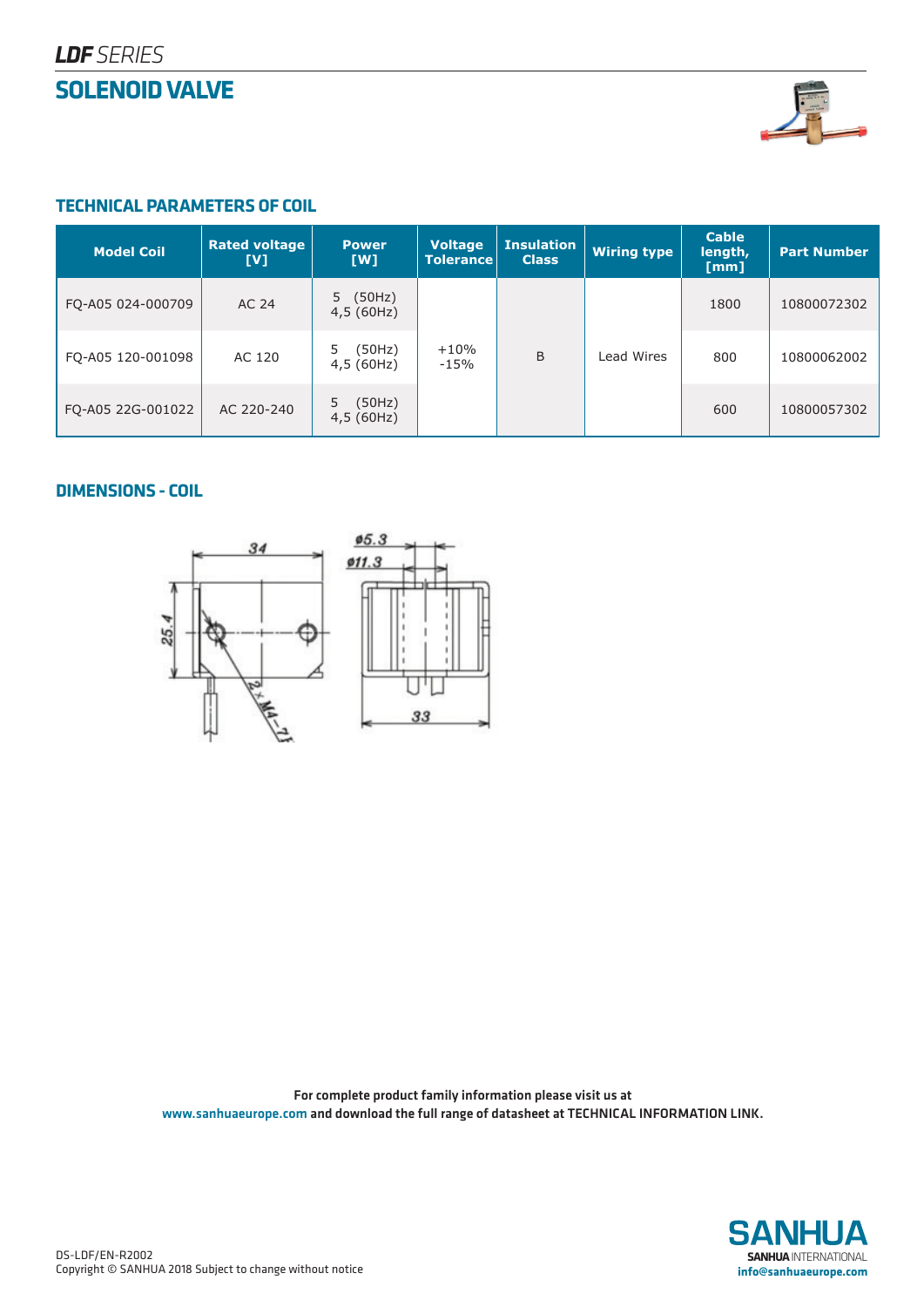*LDF SERIES*

# SOLENOID VALVE

## TECHNICAL PARAMETERS OF COIL

| Model Coil | Rated voltage [V] | Power [W] | Voltage Tolerance | Insulation Class | Wiring type | Cable length, [mm] | Part Number |
|---|---|---|---|---|---|---|---|
| FQ-A05 024-000709 | AC 24 | 5 (50Hz) 4,5 (60Hz) | +10% -15% | B | Lead Wires | 1800 | 10800072302 |
| FQ-A05 120-001098 | AC 120 | 5 (50Hz) 4,5 (60Hz) | +10% -15% | B | Lead Wires | 800 | 10800062002 |
| FQ-A05 22G-001022 | AC 220-240 | 5 (50Hz) 4,5 (60Hz) | +10% -15% | B | Lead Wires | 600 | 10800057302 |

## DIMENSIONS - COIL

34
25.4
2×M4-7...
ø5.3
ø11.3
33

For complete product family information please visit us at
www.sanhuaeurope.com and download the full range of datasheet at TECHNICAL INFORMATION LINK.

DS-LDF/EN-R2002
Copyright © SANHUA 2018 Subject to change without notice

SANHUA
SANHUA INTERNATIONAL
info@sanhuaeurope.com